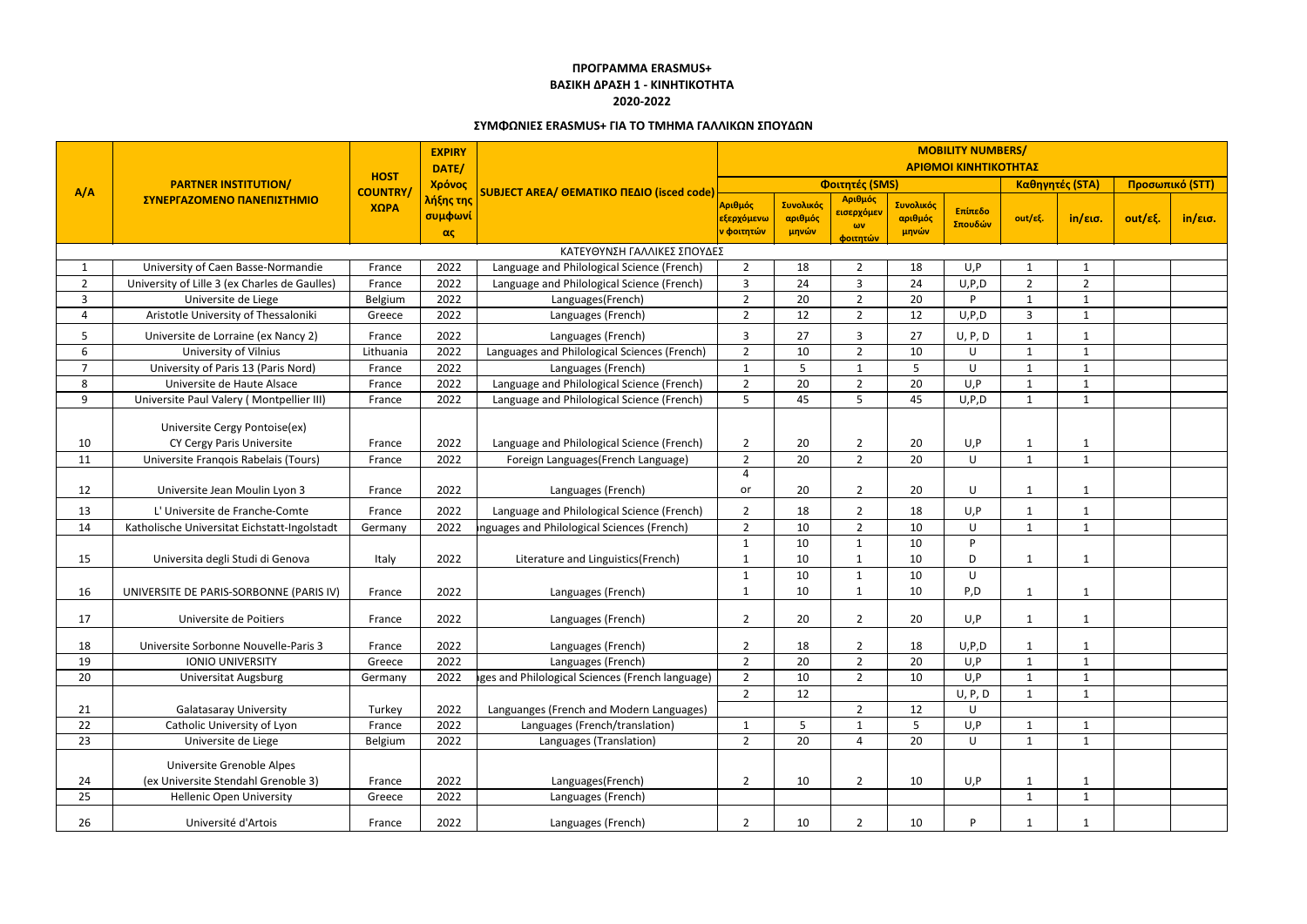**ΠΡΟΓΡΑΜΜΑ ERASMUS+**

**ΒΑΣΙΚΗ ΔΡΑΣΗ 1 - ΚΙΝΗΤΙΚΟΤΗΤΑ**

**2020-2022**

**ΣΥΜΦΩΝΙΕΣ ERASMUS+ ΓΙΑ ΤΟ ΤΜΗΜΑ ΓΑΛΛΙΚΩΝ ΣΠΟΥΔΩΝ**

| A/A | PARTNER INSTITUTION/ ΣΥΝΕΡΓΑΖΟΜΕΝΟ ΠΑΝΕΠΙΣΤΗΜΙΟ | HOST COUNTRY/ ΧΩΡΑ | EXPIRY DATE/ Χρόνος λήξης της συμφωνίας | SUBJECT AREA/ ΘΕΜΑΤΙΚΟ ΠΕΔΙΟ (isced code) | MOBILITY NUMBERS/ ΑΡΙΘΜΟΙ ΚΙΝΗΤΙΚΟΤΗΤΑΣ | | | | | | | | |
|---|---|---|---|---|---|---|---|---|---|---|---|---|---|
| | | | | | Φοιτητές (SMS) | | | | | Καθηγητές (STA) | | Προσωπικό (STT) | |
| | | | | | Αριθμός εξερχόμενων φοιτητών | Συνολικός αριθμός μηνών | Αριθμός εισερχόμενων φοιτητών | Συνολικός αριθμός μηνών | Επίπεδο Σπουδών | out/εξ. | in/εισ. | out/εξ. | in/εισ. |
| | | | | ΚΑΤΕΥΘΥΝΣΗ ΓΑΛΛΙΚΕΣ ΣΠΟΥΔΕΣ | | | | | | | | | |
| 1 | University of Caen Basse-Normandie | France | 2022 | Language and Philological Science (French) | 2 | 18 | 2 | 18 | U,P | 1 | 1 | | |
| 2 | University of Lille 3 (ex Charles de Gaulles) | France | 2022 | Language and Philological Science (French) | 3 | 24 | 3 | 24 | U,P,D | 2 | 2 | | |
| 3 | Universite de Liege | Belgium | 2022 | Languages(French) | 2 | 20 | 2 | 20 | P | 1 | 1 | | |
| 4 | Aristotle University of Thessaloniki | Greece | 2022 | Languages (French) | 2 | 12 | 2 | 12 | U,P,D | 3 | 1 | | |
| 5 | Universite de Lorraine (ex Nancy 2) | France | 2022 | Languages (French) | 3 | 27 | 3 | 27 | U, P, D | 1 | 1 | | |
| 6 | University of Vilnius | Lithuania | 2022 | Languages and Philological Sciences (French) | 2 | 10 | 2 | 10 | U | 1 | 1 | | |
| 7 | University of Paris 13 (Paris Nord) | France | 2022 | Languages (French) | 1 | 5 | 1 | 5 | U | 1 | 1 | | |
| 8 | Universite de Haute Alsace | France | 2022 | Language and Philological Science (French) | 2 | 20 | 2 | 20 | U,P | 1 | 1 | | |
| 9 | Universite Paul Valery ( Montpellier III) | France | 2022 | Language and Philological Science (French) | 5 | 45 | 5 | 45 | U,P,D | 1 | 1 | | |
| 10 | Universite Cergy Pontoise(ex) CY Cergy Paris Universite | France | 2022 | Language and Philological Science (French) | 2 | 20 | 2 | 20 | U,P | 1 | 1 | | |
| 11 | Universite Franqois Rabelais (Tours) | France | 2022 | Foreign Languages(French Language) | 2 | 20 | 2 | 20 | U | 1 | 1 | | |
| 12 | Universite Jean Moulin Lyon 3 | France | 2022 | Languages (French) | 4 or | 20 | 2 | 20 | U | 1 | 1 | | |
| 13 | L' Universite de Franche-Comte | France | 2022 | Language and Philological Science (French) | 2 | 18 | 2 | 18 | U,P | 1 | 1 | | |
| 14 | Katholische Universitat Eichstatt-Ingolstadt | Germany | 2022 | nguages and Philological Sciences (French) | 2 | 10 | 2 | 10 | U | 1 | 1 | | |
| 15 | Universita degli Studi di Genova | Italy | 2022 | Literature and Linguistics(French) | 1<br>1 | 10<br>10 | 1<br>1 | 10<br>10 | P<br>D | 1 | 1 | | |
| 16 | UNIVERSITE DE PARIS-SORBONNE (PARIS IV) | France | 2022 | Languages (French) | 1<br>1 | 10<br>10 | 1<br>1 | 10<br>10 | U<br>P,D | 1 | 1 | | |
| 17 | Universite de Poitiers | France | 2022 | Languages (French) | 2 | 20 | 2 | 20 | U,P | 1 | 1 | | |
| 18 | Universite Sorbonne Nouvelle-Paris 3 | France | 2022 | Languages (French) | 2 | 18 | 2 | 18 | U,P,D | 1 | 1 | | |
| 19 | IONIO UNIVERSITY | Greece | 2022 | Languages (French) | 2 | 20 | 2 | 20 | U,P | 1 | 1 | | |
| 20 | Universitat Augsburg | Germany | 2022 | ges and Philological Sciences (French language) | 2 | 10 | 2 | 10 | U,P | 1 | 1 | | |
| 21 | Galatasaray University | Turkey | 2022 | Languanges (French and Modern Languages) | 2 | 12 | <br>2 | <br>12 | U, P, D<br>U | 1 | 1 | | |
| 22 | Catholic University of Lyon | France | 2022 | Languages (French/translation) | 1 | 5 | 1 | 5 | U,P | 1 | 1 | | |
| 23 | Universite de Liege | Belgium | 2022 | Languages (Translation) | 2 | 20 | 4 | 20 | U | 1 | 1 | | |
| 24 | Universite Grenoble Alpes (ex Universite Stendahl Grenoble 3) | France | 2022 | Languages(French) | 2 | 10 | 2 | 10 | U,P | 1 | 1 | | |
| 25 | Hellenic Open University | Greece | 2022 | Languages (French) | | | | | | 1 | 1 | | |
| 26 | Université d'Artois | France | 2022 | Languages (French) | 2 | 10 | 2 | 10 | P | 1 | 1 | | |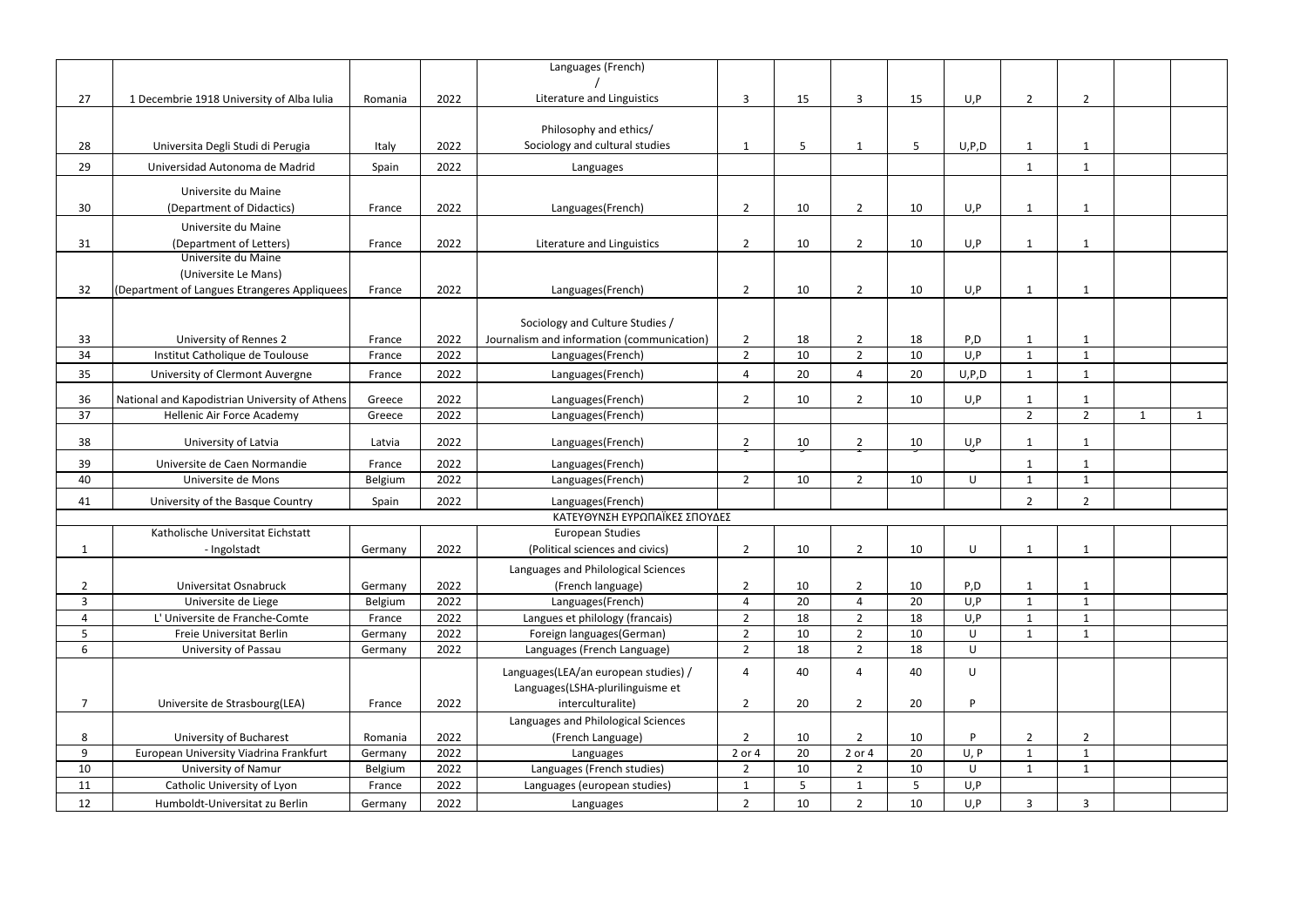| | | | | | | | | | | | | | |
|---|---|---|---|---|---|---|---|---|---|---|---|---|---|
| 27 | 1 Decembrie 1918 University of Alba Iulia | Romania | 2022 | Languages (French) / Literature and Linguistics | 3 | 15 | 3 | 15 | U,P | 2 | 2 | | |
| 28 | Universita Degli Studi di Perugia | Italy | 2022 | Philosophy and ethics/ Sociology and cultural studies | 1 | 5 | 1 | 5 | U,P,D | 1 | 1 | | |
| 29 | Universidad Autonoma de Madrid | Spain | 2022 | Languages | | | | | | 1 | 1 | | |
| 30 | Universite du Maine (Department of Didactics) | France | 2022 | Languages(French) | 2 | 10 | 2 | 10 | U,P | 1 | 1 | | |
| 31 | Universite du Maine (Department of Letters) | France | 2022 | Literature and Linguistics | 2 | 10 | 2 | 10 | U,P | 1 | 1 | | |
| 32 | Universite du Maine (Universite Le Mans) (Department of Langues Etrangeres Appliquees | France | 2022 | Languages(French) | 2 | 10 | 2 | 10 | U,P | 1 | 1 | | |
| 33 | University of Rennes 2 | France | 2022 | Sociology and Culture Studies / Journalism and information (communication) | 2 | 18 | 2 | 18 | P,D | 1 | 1 | | |
| 34 | Institut Catholique de Toulouse | France | 2022 | Languages(French) | 2 | 10 | 2 | 10 | U,P | 1 | 1 | | |
| 35 | University of Clermont Auvergne | France | 2022 | Languages(French) | 4 | 20 | 4 | 20 | U,P,D | 1 | 1 | | |
| 36 | National and Kapodistrian University of Athens | Greece | 2022 | Languages(French) | 2 | 10 | 2 | 10 | U,P | 1 | 1 | | |
| 37 | Hellenic Air Force Academy | Greece | 2022 | Languages(French) | | | | | | 2 | 2 | 1 | 1 |
| 38 | University of Latvia | Latvia | 2022 | Languages(French) | 2 | 10 | 2 | 10 | U,P | 1 | 1 | | |
| 39 | Universite de Caen Normandie | France | 2022 | Languages(French) | | | | | | 1 | 1 | | |
| 40 | Universite de Mons | Belgium | 2022 | Languages(French) | 2 | 10 | 2 | 10 | U | 1 | 1 | | |
| 41 | University of the Basque Country | Spain | 2022 | Languages(French) | | | | | | 2 | 2 | | |
| | | | | ΚΑΤΕΥΘΥΝΣΗ ΕΥΡΩΠΑΪΚΕΣ ΣΠΟΥΔΕΣ | | | | | | | | | |
| 1 | Katholische Universitat Eichstatt - Ingolstadt | Germany | 2022 | European Studies (Political sciences and civics) | 2 | 10 | 2 | 10 | U | 1 | 1 | | |
| 2 | Universitat Osnabruck | Germany | 2022 | Languages and Philological Sciences (French language) | 2 | 10 | 2 | 10 | P,D | 1 | 1 | | |
| 3 | Universite de Liege | Belgium | 2022 | Languages(French) | 4 | 20 | 4 | 20 | U,P | 1 | 1 | | |
| 4 | L' Universite de Franche-Comte | France | 2022 | Langues et philology (francais) | 2 | 18 | 2 | 18 | U,P | 1 | 1 | | |
| 5 | Freie Universitat Berlin | Germany | 2022 | Foreign languages(German) | 2 | 10 | 2 | 10 | U | 1 | 1 | | |
| 6 | University of Passau | Germany | 2022 | Languages (French Language) | 2 | 18 | 2 | 18 | U | | | | |
| 7 | Universite de Strasbourg(LEA) | France | 2022 | Languages(LEA/an european studies) / Languages(LSHA-plurilinguisme et interculturalite) | 4 / 2 | 40 / 20 | 4 / 2 | 40 / 20 | U / P | | | | |
| 8 | University of Bucharest | Romania | 2022 | Languages and Philological Sciences (French Language) | 2 | 10 | 2 | 10 | P | 2 | 2 | | |
| 9 | European University Viadrina Frankfurt | Germany | 2022 | Languages | 2 or 4 | 20 | 2 or 4 | 20 | U, P | 1 | 1 | | |
| 10 | University of Namur | Belgium | 2022 | Languages (French studies) | 2 | 10 | 2 | 10 | U | 1 | 1 | | |
| 11 | Catholic University of Lyon | France | 2022 | Languages (european studies) | 1 | 5 | 1 | 5 | U,P | | | | |
| 12 | Humboldt-Universitat zu Berlin | Germany | 2022 | Languages | 2 | 10 | 2 | 10 | U,P | 3 | 3 | | |